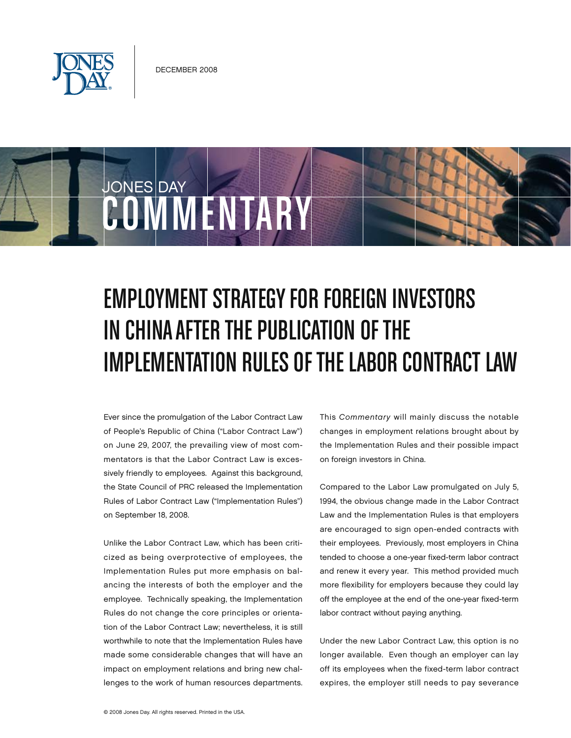DECEMBER 2008

JONES DAY COMMENTARY

# EMPLOYMENT STRATEGY FOR FOREIGN INVESTORS IN CHINA AFTER THE PUBLICATION OF THE IMPLEMENTATION RULES OF THE LABOR CONTRACT LAW

Ever since the promulgation of the Labor Contract Law of People's Republic of China ("Labor Contract Law") on June 29, 2007, the prevailing view of most commentators is that the Labor Contract Law is excessively friendly to employees. Against this background, the State Council of PRC released the Implementation Rules of Labor Contract Law ("Implementation Rules") on September 18, 2008.

Unlike the Labor Contract Law, which has been criticized as being overprotective of employees, the Implementation Rules put more emphasis on balancing the interests of both the employer and the employee. Technically speaking, the Implementation Rules do not change the core principles or orientation of the Labor Contract Law; nevertheless, it is still worthwhile to note that the Implementation Rules have made some considerable changes that will have an impact on employment relations and bring new challenges to the work of human resources departments.

This *Commentary* will mainly discuss the notable changes in employment relations brought about by the Implementation Rules and their possible impact on foreign investors in China.

Compared to the Labor Law promulgated on July 5, 1994, the obvious change made in the Labor Contract Law and the Implementation Rules is that employers are encouraged to sign open-ended contracts with their employees. Previously, most employers in China tended to choose a one-year fixed-term labor contract and renew it every year. This method provided much more flexibility for employers because they could lay off the employee at the end of the one-year fixed-term labor contract without paying anything.

Under the new Labor Contract Law, this option is no longer available. Even though an employer can lay off its employees when the fixed-term labor contract expires, the employer still needs to pay severance

© 2008 Jones Day. All rights reserved. Printed in the USA.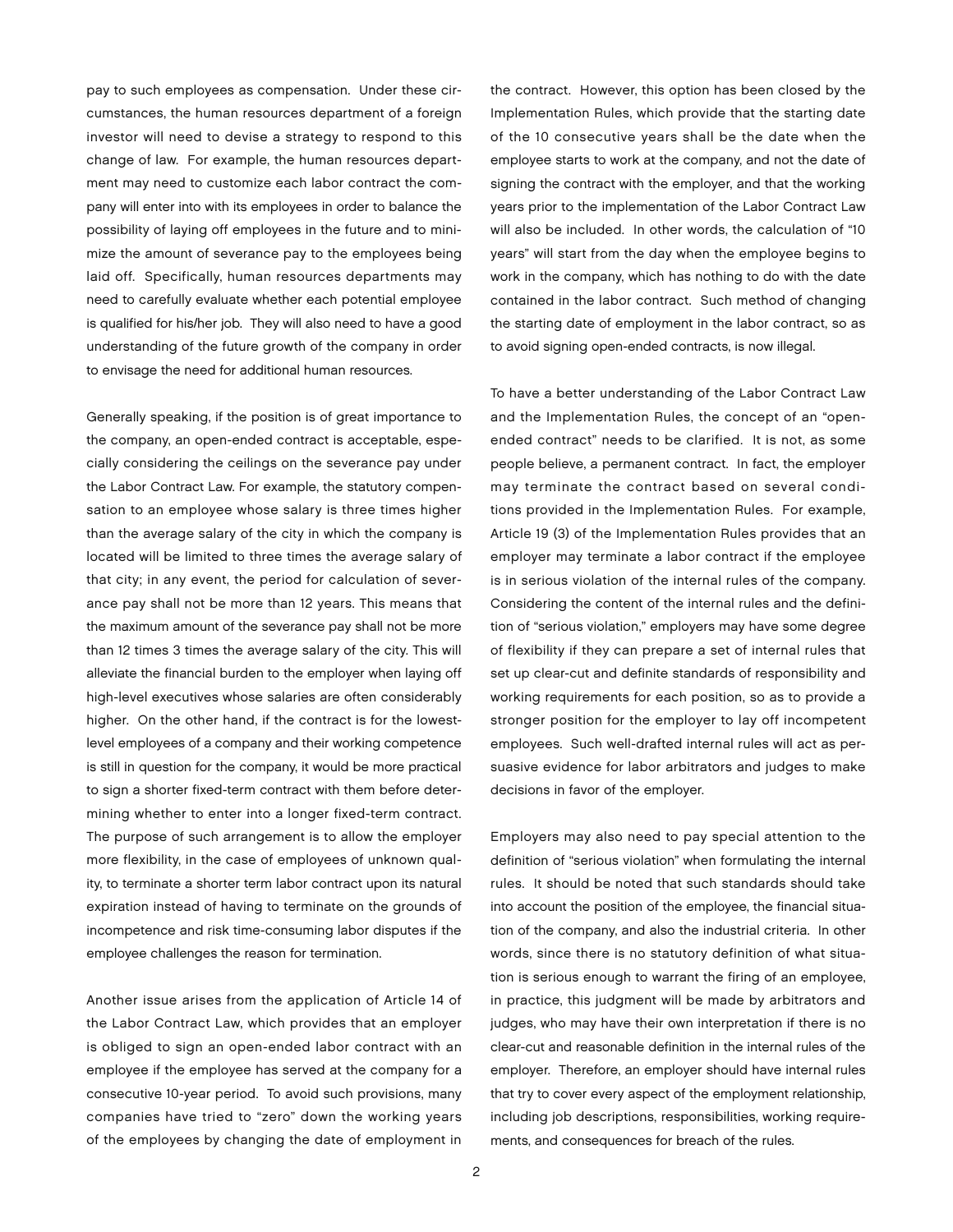pay to such employees as compensation. Under these circumstances, the human resources department of a foreign investor will need to devise a strategy to respond to this change of law. For example, the human resources department may need to customize each labor contract the company will enter into with its employees in order to balance the possibility of laying off employees in the future and to minimize the amount of severance pay to the employees being laid off. Specifically, human resources departments may need to carefully evaluate whether each potential employee is qualified for his/her job. They will also need to have a good understanding of the future growth of the company in order to envisage the need for additional human resources.

Generally speaking, if the position is of great importance to the company, an open-ended contract is acceptable, especially considering the ceilings on the severance pay under the Labor Contract Law. For example, the statutory compensation to an employee whose salary is three times higher than the average salary of the city in which the company is located will be limited to three times the average salary of that city; in any event, the period for calculation of severance pay shall not be more than 12 years. This means that the maximum amount of the severance pay shall not be more than 12 times 3 times the average salary of the city. This will alleviate the financial burden to the employer when laying off high-level executives whose salaries are often considerably higher. On the other hand, if the contract is for the lowest-level employees of a company and their working competence is still in question for the company, it would be more practical to sign a shorter fixed-term contract with them before determining whether to enter into a longer fixed-term contract. The purpose of such arrangement is to allow the employer more flexibility, in the case of employees of unknown quality, to terminate a shorter term labor contract upon its natural expiration instead of having to terminate on the grounds of incompetence and risk time-consuming labor disputes if the employee challenges the reason for termination.

Another issue arises from the application of Article 14 of the Labor Contract Law, which provides that an employer is obliged to sign an open-ended labor contract with an employee if the employee has served at the company for a consecutive 10-year period. To avoid such provisions, many companies have tried to "zero" down the working years of the employees by changing the date of employment in the contract. However, this option has been closed by the Implementation Rules, which provide that the starting date of the 10 consecutive years shall be the date when the employee starts to work at the company, and not the date of signing the contract with the employer, and that the working years prior to the implementation of the Labor Contract Law will also be included. In other words, the calculation of "10 years" will start from the day when the employee begins to work in the company, which has nothing to do with the date contained in the labor contract. Such method of changing the starting date of employment in the labor contract, so as to avoid signing open-ended contracts, is now illegal.

To have a better understanding of the Labor Contract Law and the Implementation Rules, the concept of an "open-ended contract" needs to be clarified. It is not, as some people believe, a permanent contract. In fact, the employer may terminate the contract based on several conditions provided in the Implementation Rules. For example, Article 19 (3) of the Implementation Rules provides that an employer may terminate a labor contract if the employee is in serious violation of the internal rules of the company. Considering the content of the internal rules and the definition of "serious violation," employers may have some degree of flexibility if they can prepare a set of internal rules that set up clear-cut and definite standards of responsibility and working requirements for each position, so as to provide a stronger position for the employer to lay off incompetent employees. Such well-drafted internal rules will act as persuasive evidence for labor arbitrators and judges to make decisions in favor of the employer.

Employers may also need to pay special attention to the definition of "serious violation" when formulating the internal rules. It should be noted that such standards should take into account the position of the employee, the financial situation of the company, and also the industrial criteria. In other words, since there is no statutory definition of what situation is serious enough to warrant the firing of an employee, in practice, this judgment will be made by arbitrators and judges, who may have their own interpretation if there is no clear-cut and reasonable definition in the internal rules of the employer. Therefore, an employer should have internal rules that try to cover every aspect of the employment relationship, including job descriptions, responsibilities, working requirements, and consequences for breach of the rules.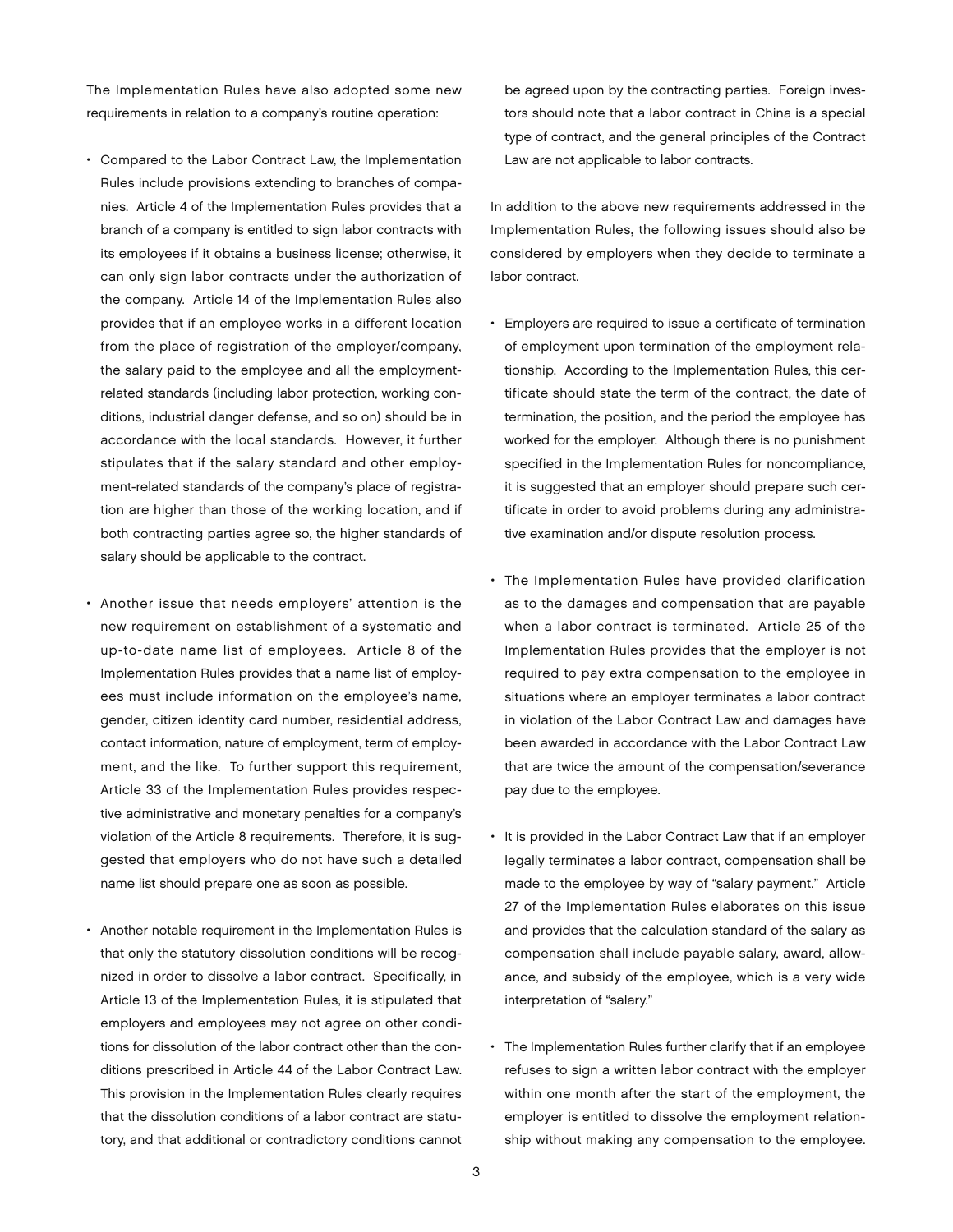The Implementation Rules have also adopted some new requirements in relation to a company's routine operation:

- Compared to the Labor Contract Law, the Implementation Rules include provisions extending to branches of companies. Article 4 of the Implementation Rules provides that a branch of a company is entitled to sign labor contracts with its employees if it obtains a business license; otherwise, it can only sign labor contracts under the authorization of the company. Article 14 of the Implementation Rules also provides that if an employee works in a different location from the place of registration of the employer/company, the salary paid to the employee and all the employment-related standards (including labor protection, working conditions, industrial danger defense, and so on) should be in accordance with the local standards. However, it further stipulates that if the salary standard and other employment-related standards of the company's place of registration are higher than those of the working location, and if both contracting parties agree so, the higher standards of salary should be applicable to the contract.

- Another issue that needs employers' attention is the new requirement on establishment of a systematic and up-to-date name list of employees. Article 8 of the Implementation Rules provides that a name list of employees must include information on the employee's name, gender, citizen identity card number, residential address, contact information, nature of employment, term of employment, and the like. To further support this requirement, Article 33 of the Implementation Rules provides respective administrative and monetary penalties for a company's violation of the Article 8 requirements. Therefore, it is suggested that employers who do not have such a detailed name list should prepare one as soon as possible.

- Another notable requirement in the Implementation Rules is that only the statutory dissolution conditions will be recognized in order to dissolve a labor contract. Specifically, in Article 13 of the Implementation Rules, it is stipulated that employers and employees may not agree on other conditions for dissolution of the labor contract other than the conditions prescribed in Article 44 of the Labor Contract Law. This provision in the Implementation Rules clearly requires that the dissolution conditions of a labor contract are statutory, and that additional or contradictory conditions cannot be agreed upon by the contracting parties. Foreign investors should note that a labor contract in China is a special type of contract, and the general principles of the Contract Law are not applicable to labor contracts.

In addition to the above new requirements addressed in the Implementation Rules, the following issues should also be considered by employers when they decide to terminate a labor contract.

- Employers are required to issue a certificate of termination of employment upon termination of the employment relationship. According to the Implementation Rules, this certificate should state the term of the contract, the date of termination, the position, and the period the employee has worked for the employer. Although there is no punishment specified in the Implementation Rules for noncompliance, it is suggested that an employer should prepare such certificate in order to avoid problems during any administrative examination and/or dispute resolution process.

- The Implementation Rules have provided clarification as to the damages and compensation that are payable when a labor contract is terminated. Article 25 of the Implementation Rules provides that the employer is not required to pay extra compensation to the employee in situations where an employer terminates a labor contract in violation of the Labor Contract Law and damages have been awarded in accordance with the Labor Contract Law that are twice the amount of the compensation/severance pay due to the employee.

- It is provided in the Labor Contract Law that if an employer legally terminates a labor contract, compensation shall be made to the employee by way of "salary payment." Article 27 of the Implementation Rules elaborates on this issue and provides that the calculation standard of the salary as compensation shall include payable salary, award, allowance, and subsidy of the employee, which is a very wide interpretation of "salary."

- The Implementation Rules further clarify that if an employee refuses to sign a written labor contract with the employer within one month after the start of the employment, the employer is entitled to dissolve the employment relationship without making any compensation to the employee.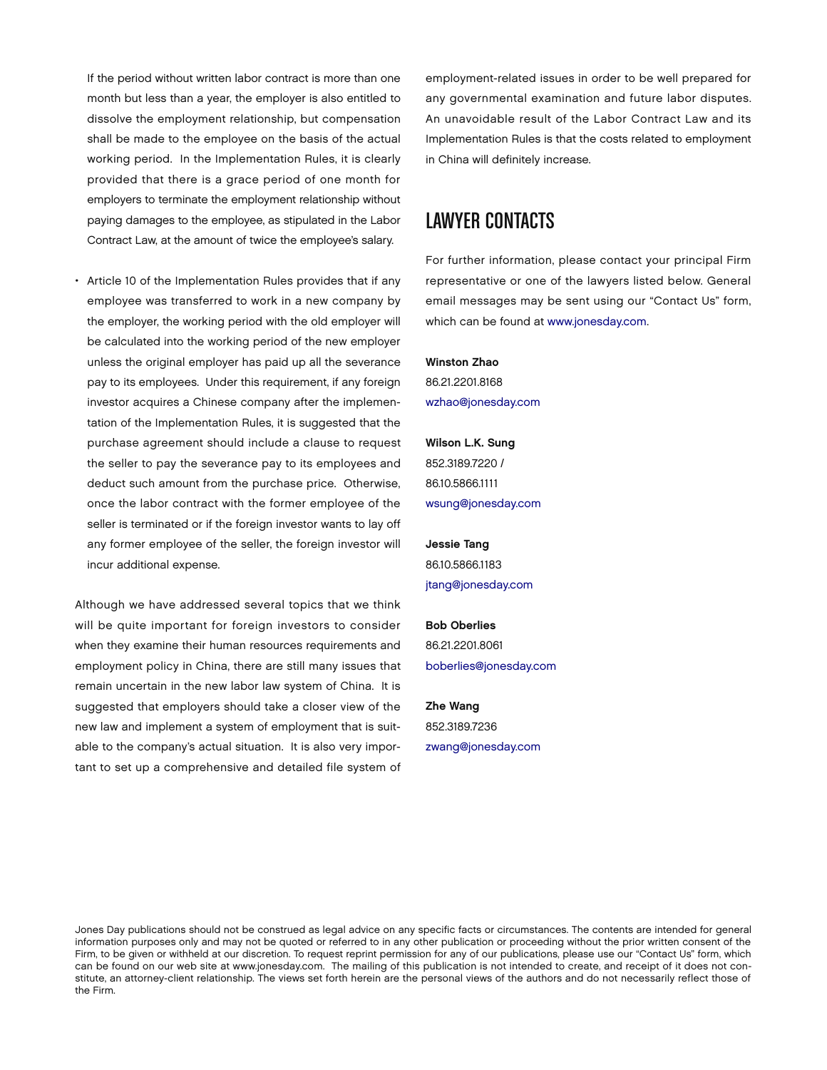If the period without written labor contract is more than one month but less than a year, the employer is also entitled to dissolve the employment relationship, but compensation shall be made to the employee on the basis of the actual working period. In the Implementation Rules, it is clearly provided that there is a grace period of one month for employers to terminate the employment relationship without paying damages to the employee, as stipulated in the Labor Contract Law, at the amount of twice the employee's salary.

- Article 10 of the Implementation Rules provides that if any employee was transferred to work in a new company by the employer, the working period with the old employer will be calculated into the working period of the new employer unless the original employer has paid up all the severance pay to its employees. Under this requirement, if any foreign investor acquires a Chinese company after the implementation of the Implementation Rules, it is suggested that the purchase agreement should include a clause to request the seller to pay the severance pay to its employees and deduct such amount from the purchase price. Otherwise, once the labor contract with the former employee of the seller is terminated or if the foreign investor wants to lay off any former employee of the seller, the foreign investor will incur additional expense.

Although we have addressed several topics that we think will be quite important for foreign investors to consider when they examine their human resources requirements and employment policy in China, there are still many issues that remain uncertain in the new labor law system of China. It is suggested that employers should take a closer view of the new law and implement a system of employment that is suitable to the company's actual situation. It is also very important to set up a comprehensive and detailed file system of employment-related issues in order to be well prepared for any governmental examination and future labor disputes. An unavoidable result of the Labor Contract Law and its Implementation Rules is that the costs related to employment in China will definitely increase.

## LAWYER CONTACTS

For further information, please contact your principal Firm representative or one of the lawyers listed below. General email messages may be sent using our "Contact Us" form, which can be found at www.jonesday.com.

**Winston Zhao**
86.21.2201.8168
wzhao@jonesday.com

**Wilson L.K. Sung**
852.3189.7220 /
86.10.5866.1111
wsung@jonesday.com

**Jessie Tang**
86.10.5866.1183
jtang@jonesday.com

**Bob Oberlies**
86.21.2201.8061
boberlies@jonesday.com

**Zhe Wang**
852.3189.7236
zwang@jonesday.com

Jones Day publications should not be construed as legal advice on any specific facts or circumstances. The contents are intended for general information purposes only and may not be quoted or referred to in any other publication or proceeding without the prior written consent of the Firm, to be given or withheld at our discretion. To request reprint permission for any of our publications, please use our "Contact Us" form, which can be found on our web site at www.jonesday.com. The mailing of this publication is not intended to create, and receipt of it does not constitute, an attorney-client relationship. The views set forth herein are the personal views of the authors and do not necessarily reflect those of the Firm.